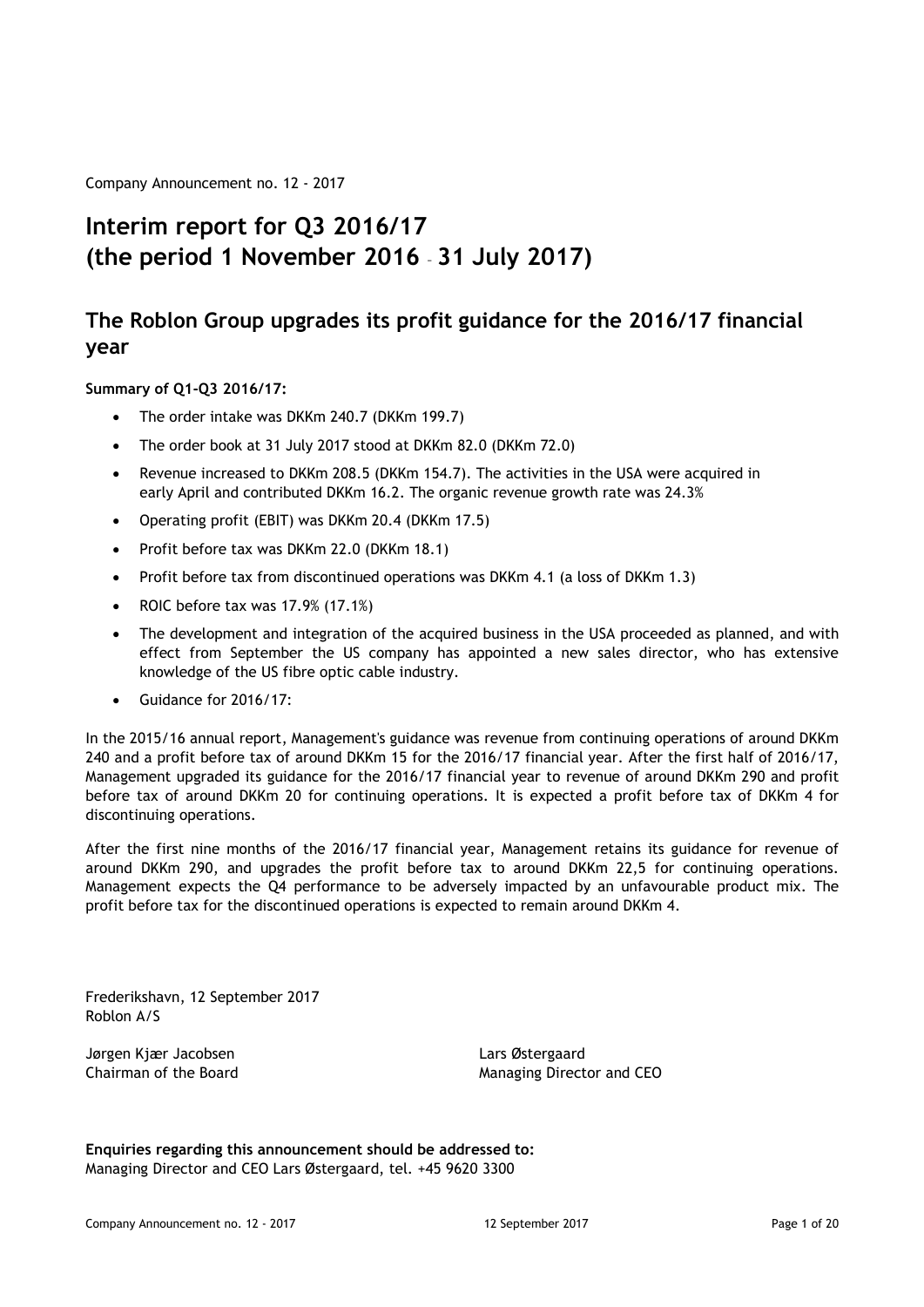Company Announcement no. 12 - 2017

# Interim report for Q3 2016/17 (the period 1 November 2016 – 31 July 2017)

## The Roblon Group upgrades its profit guidance for the 2016/17 financial year

**Summary of Q1-Q3 2016/17:**

- The order intake was DKKm 240.7 (DKKm 199.7)
- The order book at 31 July 2017 stood at DKKm 82.0 (DKKm 72.0)
- Revenue increased to DKKm 208.5 (DKKm 154.7). The activities in the USA were acquired in early April and contributed DKKm 16.2. The organic revenue growth rate was 24.3%
- Operating profit (EBIT) was DKKm 20.4 (DKKm 17.5)
- Profit before tax was DKKm 22.0 (DKKm 18.1)
- Profit before tax from discontinued operations was DKKm 4.1 (a loss of DKKm 1.3)
- ROIC before tax was 17.9% (17.1%)
- The development and integration of the acquired business in the USA proceeded as planned, and with effect from September the US company has appointed a new sales director, who has extensive knowledge of the US fibre optic cable industry.
- Guidance for 2016/17:

In the 2015/16 annual report, Management's guidance was revenue from continuing operations of around DKKm 240 and a profit before tax of around DKKm 15 for the 2016/17 financial year. After the first half of 2016/17, Management upgraded its guidance for the 2016/17 financial year to revenue of around DKKm 290 and profit before tax of around DKKm 20 for continuing operations. It is expected a profit before tax of DKKm 4 for discontinuing operations.

After the first nine months of the 2016/17 financial year, Management retains its guidance for revenue of around DKKm 290, and upgrades the profit before tax to around DKKm 22,5 for continuing operations. Management expects the Q4 performance to be adversely impacted by an unfavourable product mix. The profit before tax for the discontinued operations is expected to remain around DKKm 4.

Frederikshavn, 12 September 2017
Roblon A/S

Jørgen Kjær Jacobsen
Chairman of the Board

Lars Østergaard
Managing Director and CEO

**Enquiries regarding this announcement should be addressed to:**
Managing Director and CEO Lars Østergaard, tel. +45 9620 3300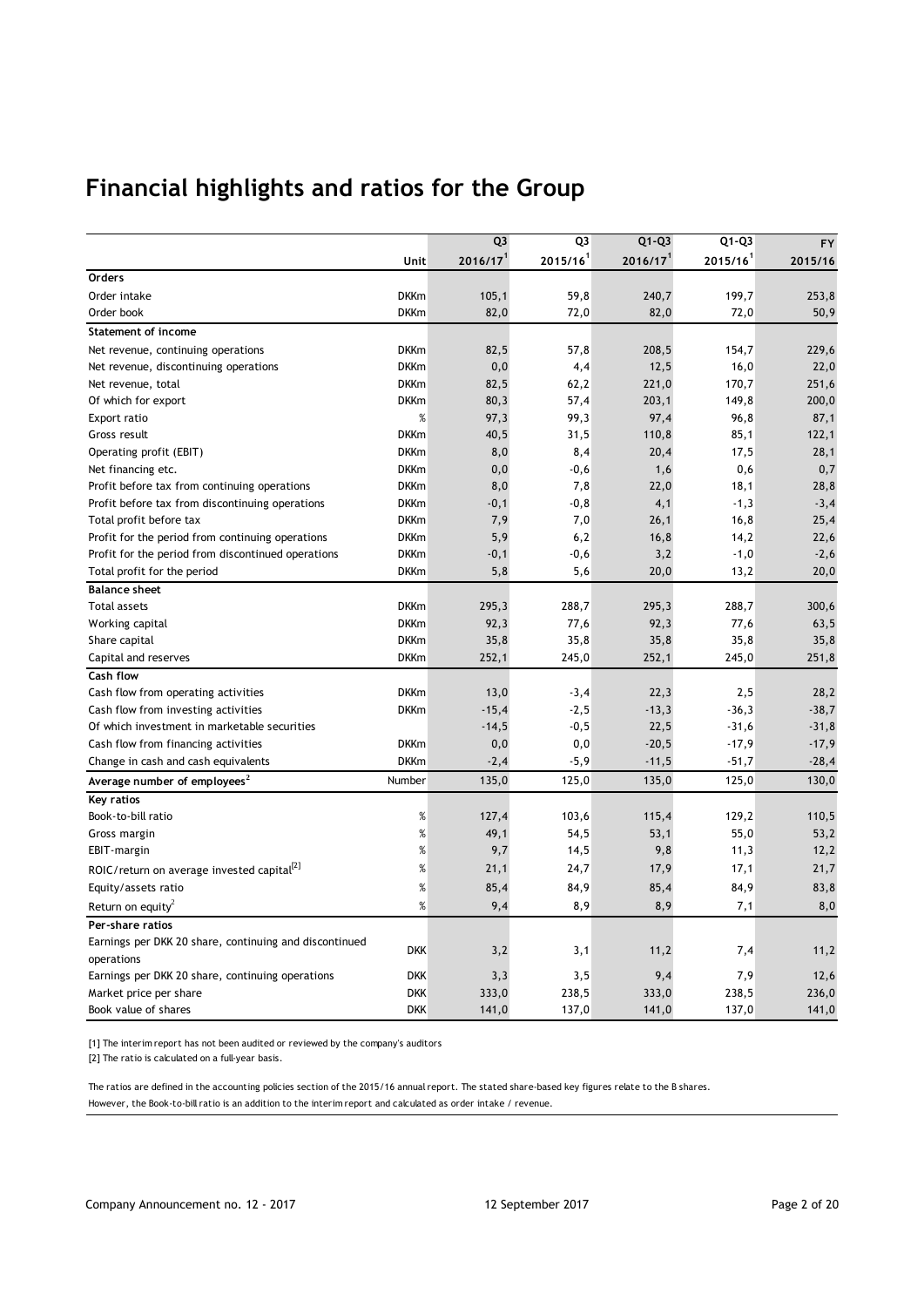# Financial highlights and ratios for the Group

| | Unit | Q3 2016/17[1] | Q3 2015/16[1] | Q1-Q3 2016/17[1] | Q1-Q3 2015/16[1] | FY 2015/16 |
|---|---|---|---|---|---|---|
| **Orders** | | | | | | |
| Order intake | DKKm | 105,1 | 59,8 | 240,7 | 199,7 | 253,8 |
| Order book | DKKm | 82,0 | 72,0 | 82,0 | 72,0 | 50,9 |
| **Statement of income** | | | | | | |
| Net revenue, continuing operations | DKKm | 82,5 | 57,8 | 208,5 | 154,7 | 229,6 |
| Net revenue, discontinuing operations | DKKm | 0,0 | 4,4 | 12,5 | 16,0 | 22,0 |
| Net revenue, total | DKKm | 82,5 | 62,2 | 221,0 | 170,7 | 251,6 |
| Of which for export | DKKm | 80,3 | 57,4 | 203,1 | 149,8 | 200,0 |
| Export ratio | % | 97,3 | 99,3 | 97,4 | 96,8 | 87,1 |
| Gross result | DKKm | 40,5 | 31,5 | 110,8 | 85,1 | 122,1 |
| Operating profit (EBIT) | DKKm | 8,0 | 8,4 | 20,4 | 17,5 | 28,1 |
| Net financing etc. | DKKm | 0,0 | -0,6 | 1,6 | 0,6 | 0,7 |
| Profit before tax from continuing operations | DKKm | 8,0 | 7,8 | 22,0 | 18,1 | 28,8 |
| Profit before tax from discontinuing operations | DKKm | -0,1 | -0,8 | 4,1 | -1,3 | -3,4 |
| Total profit before tax | DKKm | 7,9 | 7,0 | 26,1 | 16,8 | 25,4 |
| Profit for the period from continuing operations | DKKm | 5,9 | 6,2 | 16,8 | 14,2 | 22,6 |
| Profit for the period from discontinued operations | DKKm | -0,1 | -0,6 | 3,2 | -1,0 | -2,6 |
| Total profit for the period | DKKm | 5,8 | 5,6 | 20,0 | 13,2 | 20,0 |
| **Balance sheet** | | | | | | |
| Total assets | DKKm | 295,3 | 288,7 | 295,3 | 288,7 | 300,6 |
| Working capital | DKKm | 92,3 | 77,6 | 92,3 | 77,6 | 63,5 |
| Share capital | DKKm | 35,8 | 35,8 | 35,8 | 35,8 | 35,8 |
| Capital and reserves | DKKm | 252,1 | 245,0 | 252,1 | 245,0 | 251,8 |
| **Cash flow** | | | | | | |
| Cash flow from operating activities | DKKm | 13,0 | -3,4 | 22,3 | 2,5 | 28,2 |
| Cash flow from investing activities | DKKm | -15,4 | -2,5 | -13,3 | -36,3 | -38,7 |
| Of which investment in marketable securities | | -14,5 | -0,5 | 22,5 | -31,6 | -31,8 |
| Cash flow from financing activities | DKKm | 0,0 | 0,0 | -20,5 | -17,9 | -17,9 |
| Change in cash and cash equivalents | DKKm | -2,4 | -5,9 | -11,5 | -51,7 | -28,4 |
| **Average number of employees[2]** | Number | 135,0 | 125,0 | 135,0 | 125,0 | 130,0 |
| **Key ratios** | | | | | | |
| Book-to-bill ratio | % | 127,4 | 103,6 | 115,4 | 129,2 | 110,5 |
| Gross margin | % | 49,1 | 54,5 | 53,1 | 55,0 | 53,2 |
| EBIT-margin | % | 9,7 | 14,5 | 9,8 | 11,3 | 12,2 |
| ROIC/return on average invested capital[2] | % | 21,1 | 24,7 | 17,9 | 17,1 | 21,7 |
| Equity/assets ratio | % | 85,4 | 84,9 | 85,4 | 84,9 | 83,8 |
| Return on equity[2] | % | 9,4 | 8,9 | 8,9 | 7,1 | 8,0 |
| **Per-share ratios** | | | | | | |
| Earnings per DKK 20 share, continuing and discontinued operations | DKK | 3,2 | 3,1 | 11,2 | 7,4 | 11,2 |
| Earnings per DKK 20 share, continuing operations | DKK | 3,3 | 3,5 | 9,4 | 7,9 | 12,6 |
| Market price per share | DKK | 333,0 | 238,5 | 333,0 | 238,5 | 236,0 |
| Book value of shares | DKK | 141,0 | 137,0 | 141,0 | 137,0 | 141,0 |

[1] The interim report has not been audited or reviewed by the company's auditors

[2] The ratio is calculated on a full-year basis.

The ratios are defined in the accounting policies section of the 2015/16 annual report. The stated share-based key figures relate to the B shares. However, the Book-to-bill ratio is an addition to the interim report and calculated as order intake / revenue.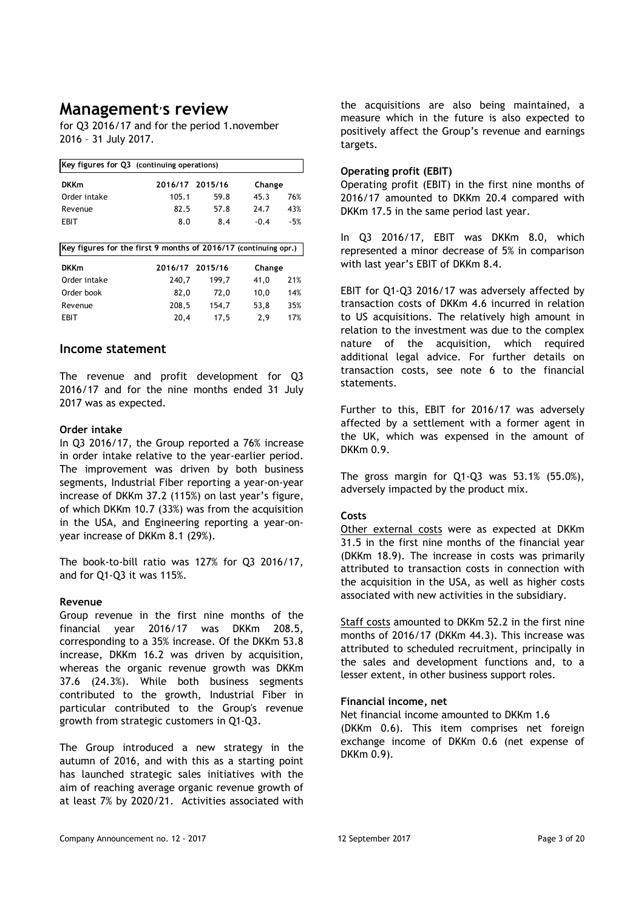# Management's review

for Q3 2016/17 and for the period 1.november 2016 – 31 July 2017.

| Key figures for Q3 (continuing operations) | | | | |
|---|---|---|---|---|
| DKKm | 2016/17 | 2015/16 | Change | |
| Order intake | 105.1 | 59.8 | 45.3 | 76% |
| Revenue | 82.5 | 57.8 | 24.7 | 43% |
| EBIT | 8.0 | 8.4 | -0.4 | -5% |

| Key figures for the first 9 months of 2016/17 (continuing opr.) | | | | |
|---|---|---|---|---|
| DKKm | 2016/17 | 2015/16 | Change | |
| Order intake | 240,7 | 199,7 | 41,0 | 21% |
| Order book | 82,0 | 72,0 | 10,0 | 14% |
| Revenue | 208,5 | 154,7 | 53,8 | 35% |
| EBIT | 20,4 | 17,5 | 2,9 | 17% |

## Income statement

The revenue and profit development for Q3 2016/17 and for the nine months ended 31 July 2017 was as expected.

### Order intake

In Q3 2016/17, the Group reported a 76% increase in order intake relative to the year-earlier period. The improvement was driven by both business segments, Industrial Fiber reporting a year-on-year increase of DKKm 37.2 (115%) on last year's figure, of which DKKm 10.7 (33%) was from the acquisition in the USA, and Engineering reporting a year-on-year increase of DKKm 8.1 (29%).

The book-to-bill ratio was 127% for Q3 2016/17, and for Q1-Q3 it was 115%.

### Revenue

Group revenue in the first nine months of the financial year 2016/17 was DKKm 208.5, corresponding to a 35% increase. Of the DKKm 53.8 increase, DKKm 16.2 was driven by acquisition, whereas the organic revenue growth was DKKm 37.6 (24.3%). While both business segments contributed to the growth, Industrial Fiber in particular contributed to the Group's revenue growth from strategic customers in Q1-Q3.

The Group introduced a new strategy in the autumn of 2016, and with this as a starting point has launched strategic sales initiatives with the aim of reaching average organic revenue growth of at least 7% by 2020/21. Activities associated with the acquisitions are also being maintained, a measure which in the future is also expected to positively affect the Group's revenue and earnings targets.

### Operating profit (EBIT)

Operating profit (EBIT) in the first nine months of 2016/17 amounted to DKKm 20.4 compared with DKKm 17.5 in the same period last year.

In Q3 2016/17, EBIT was DKKm 8.0, which represented a minor decrease of 5% in comparison with last year's EBIT of DKKm 8.4.

EBIT for Q1-Q3 2016/17 was adversely affected by transaction costs of DKKm 4.6 incurred in relation to US acquisitions. The relatively high amount in relation to the investment was due to the complex nature of the acquisition, which required additional legal advice. For further details on transaction costs, see note 6 to the financial statements.

Further to this, EBIT for 2016/17 was adversely affected by a settlement with a former agent in the UK, which was expensed in the amount of DKKm 0.9.

The gross margin for Q1-Q3 was 53.1% (55.0%), adversely impacted by the product mix.

### Costs

Other external costs were as expected at DKKm 31.5 in the first nine months of the financial year (DKKm 18.9). The increase in costs was primarily attributed to transaction costs in connection with the acquisition in the USA, as well as higher costs associated with new activities in the subsidiary.

Staff costs amounted to DKKm 52.2 in the first nine months of 2016/17 (DKKm 44.3). This increase was attributed to scheduled recruitment, principally in the sales and development functions and, to a lesser extent, in other business support roles.

### Financial income, net

Net financial income amounted to DKKm 1.6 (DKKm 0.6). This item comprises net foreign exchange income of DKKm 0.6 (net expense of DKKm 0.9).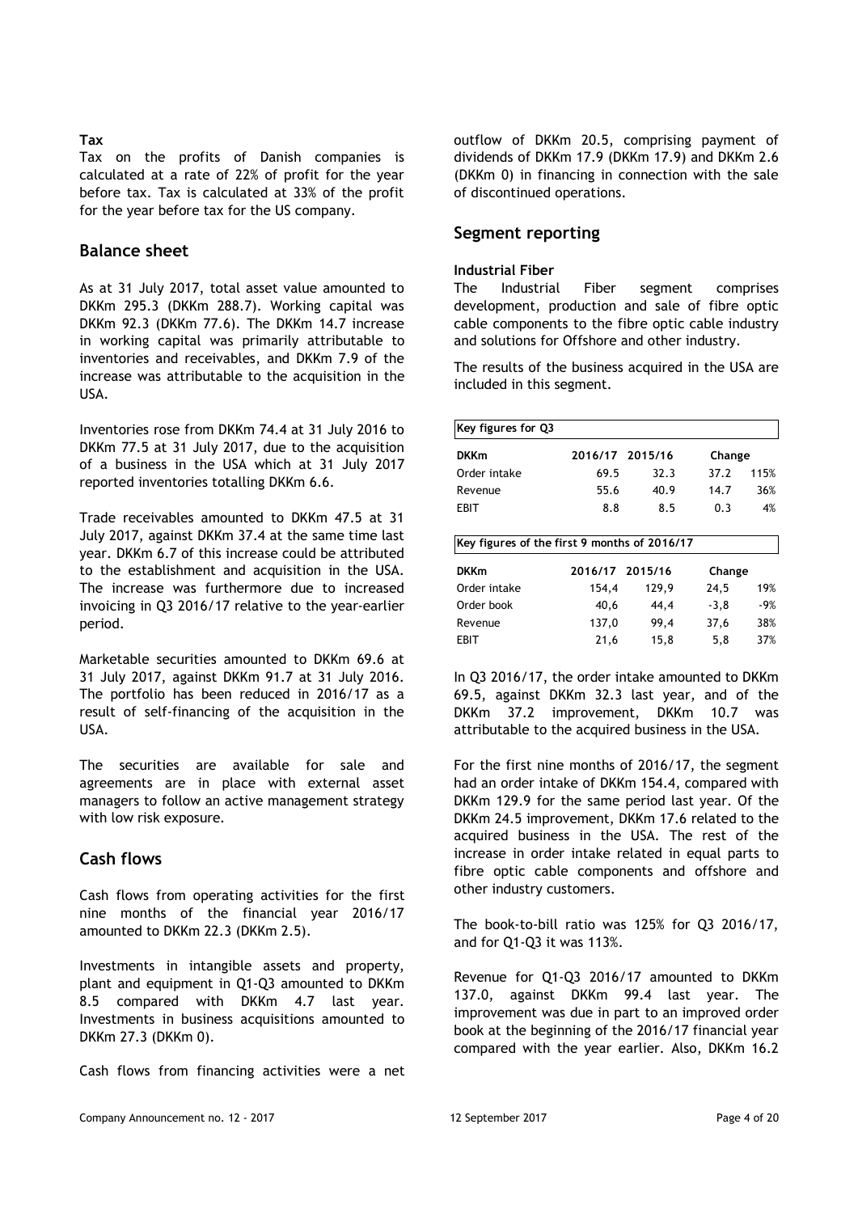**Tax**

Tax on the profits of Danish companies is calculated at a rate of 22% of profit for the year before tax. Tax is calculated at 33% of the profit for the year before tax for the US company.

## Balance sheet

As at 31 July 2017, total asset value amounted to DKKm 295.3 (DKKm 288.7). Working capital was DKKm 92.3 (DKKm 77.6). The DKKm 14.7 increase in working capital was primarily attributable to inventories and receivables, and DKKm 7.9 of the increase was attributable to the acquisition in the USA.

Inventories rose from DKKm 74.4 at 31 July 2016 to DKKm 77.5 at 31 July 2017, due to the acquisition of a business in the USA which at 31 July 2017 reported inventories totalling DKKm 6.6.

Trade receivables amounted to DKKm 47.5 at 31 July 2017, against DKKm 37.4 at the same time last year. DKKm 6.7 of this increase could be attributed to the establishment and acquisition in the USA. The increase was furthermore due to increased invoicing in Q3 2016/17 relative to the year-earlier period.

Marketable securities amounted to DKKm 69.6 at 31 July 2017, against DKKm 91.7 at 31 July 2016. The portfolio has been reduced in 2016/17 as a result of self-financing of the acquisition in the USA.

The securities are available for sale and agreements are in place with external asset managers to follow an active management strategy with low risk exposure.

## Cash flows

Cash flows from operating activities for the first nine months of the financial year 2016/17 amounted to DKKm 22.3 (DKKm 2.5).

Investments in intangible assets and property, plant and equipment in Q1-Q3 amounted to DKKm 8.5 compared with DKKm 4.7 last year. Investments in business acquisitions amounted to DKKm 27.3 (DKKm 0).

Cash flows from financing activities were a net outflow of DKKm 20.5, comprising payment of dividends of DKKm 17.9 (DKKm 17.9) and DKKm 2.6 (DKKm 0) in financing in connection with the sale of discontinued operations.

## Segment reporting

**Industrial Fiber**

The Industrial Fiber segment comprises development, production and sale of fibre optic cable components to the fibre optic cable industry and solutions for Offshore and other industry.

The results of the business acquired in the USA are included in this segment.

| Key figures for Q3 | | | | |
|---|---|---|---|---|
| **DKKm** | **2016/17** | **2015/16** | **Change** | |
| Order intake | 69.5 | 32.3 | 37.2 | 115% |
| Revenue | 55.6 | 40.9 | 14.7 | 36% |
| EBIT | 8.8 | 8.5 | 0.3 | 4% |

| Key figures of the first 9 months of 2016/17 | | | | |
|---|---|---|---|---|
| **DKKm** | **2016/17** | **2015/16** | **Change** | |
| Order intake | 154,4 | 129,9 | 24,5 | 19% |
| Order book | 40,6 | 44,4 | -3,8 | -9% |
| Revenue | 137,0 | 99,4 | 37,6 | 38% |
| EBIT | 21,6 | 15,8 | 5,8 | 37% |

In Q3 2016/17, the order intake amounted to DKKm 69.5, against DKKm 32.3 last year, and of the DKKm 37.2 improvement, DKKm 10.7 was attributable to the acquired business in the USA.

For the first nine months of 2016/17, the segment had an order intake of DKKm 154.4, compared with DKKm 129.9 for the same period last year. Of the DKKm 24.5 improvement, DKKm 17.6 related to the acquired business in the USA. The rest of the increase in order intake related in equal parts to fibre optic cable components and offshore and other industry customers.

The book-to-bill ratio was 125% for Q3 2016/17, and for Q1-Q3 it was 113%.

Revenue for Q1-Q3 2016/17 amounted to DKKm 137.0, against DKKm 99.4 last year. The improvement was due in part to an improved order book at the beginning of the 2016/17 financial year compared with the year earlier. Also, DKKm 16.2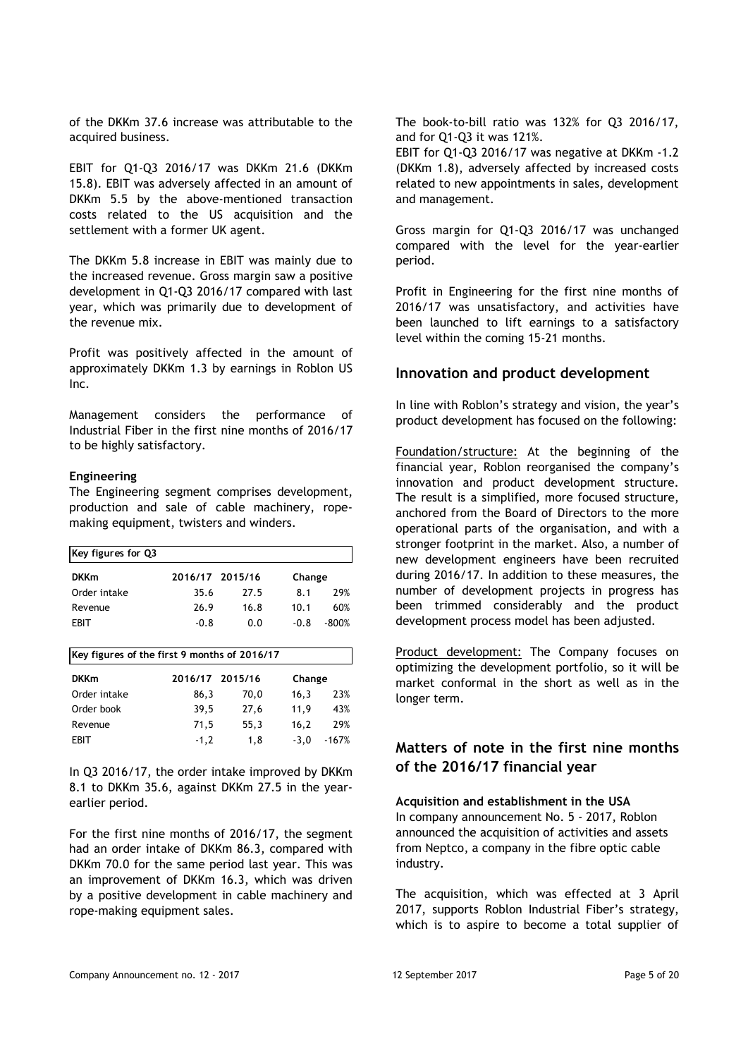of the DKKm 37.6 increase was attributable to the acquired business.

EBIT for Q1-Q3 2016/17 was DKKm 21.6 (DKKm 15.8). EBIT was adversely affected in an amount of DKKm 5.5 by the above-mentioned transaction costs related to the US acquisition and the settlement with a former UK agent.

The DKKm 5.8 increase in EBIT was mainly due to the increased revenue. Gross margin saw a positive development in Q1-Q3 2016/17 compared with last year, which was primarily due to development of the revenue mix.

Profit was positively affected in the amount of approximately DKKm 1.3 by earnings in Roblon US Inc.

Management considers the performance of Industrial Fiber in the first nine months of 2016/17 to be highly satisfactory.

**Engineering**

The Engineering segment comprises development, production and sale of cable machinery, rope-making equipment, twisters and winders.

**Key figures for Q3**

| DKKm | 2016/17 | 2015/16 | Change | |
|---|---|---|---|---|
| Order intake | 35.6 | 27.5 | 8.1 | 29% |
| Revenue | 26.9 | 16.8 | 10.1 | 60% |
| EBIT | -0.8 | 0.0 | -0.8 | -800% |

**Key figures of the first 9 months of 2016/17**

| DKKm | 2016/17 | 2015/16 | Change | |
|---|---|---|---|---|
| Order intake | 86,3 | 70,0 | 16,3 | 23% |
| Order book | 39,5 | 27,6 | 11,9 | 43% |
| Revenue | 71,5 | 55,3 | 16,2 | 29% |
| EBIT | -1,2 | 1,8 | -3,0 | -167% |

In Q3 2016/17, the order intake improved by DKKm 8.1 to DKKm 35.6, against DKKm 27.5 in the year-earlier period.

For the first nine months of 2016/17, the segment had an order intake of DKKm 86.3, compared with DKKm 70.0 for the same period last year. This was an improvement of DKKm 16.3, which was driven by a positive development in cable machinery and rope-making equipment sales.

The book-to-bill ratio was 132% for Q3 2016/17, and for Q1-Q3 it was 121%.

EBIT for Q1-Q3 2016/17 was negative at DKKm -1.2 (DKKm 1.8), adversely affected by increased costs related to new appointments in sales, development and management.

Gross margin for Q1-Q3 2016/17 was unchanged compared with the level for the year-earlier period.

Profit in Engineering for the first nine months of 2016/17 was unsatisfactory, and activities have been launched to lift earnings to a satisfactory level within the coming 15-21 months.

## Innovation and product development

In line with Roblon's strategy and vision, the year's product development has focused on the following:

Foundation/structure: At the beginning of the financial year, Roblon reorganised the company's innovation and product development structure. The result is a simplified, more focused structure, anchored from the Board of Directors to the more operational parts of the organisation, and with a stronger footprint in the market. Also, a number of new development engineers have been recruited during 2016/17. In addition to these measures, the number of development projects in progress has been trimmed considerably and the product development process model has been adjusted.

Product development: The Company focuses on optimizing the development portfolio, so it will be market conformal in the short as well as in the longer term.

## Matters of note in the first nine months of the 2016/17 financial year

**Acquisition and establishment in the USA**

In company announcement No. 5 - 2017, Roblon announced the acquisition of activities and assets from Neptco, a company in the fibre optic cable industry.

The acquisition, which was effected at 3 April 2017, supports Roblon Industrial Fiber's strategy, which is to aspire to become a total supplier of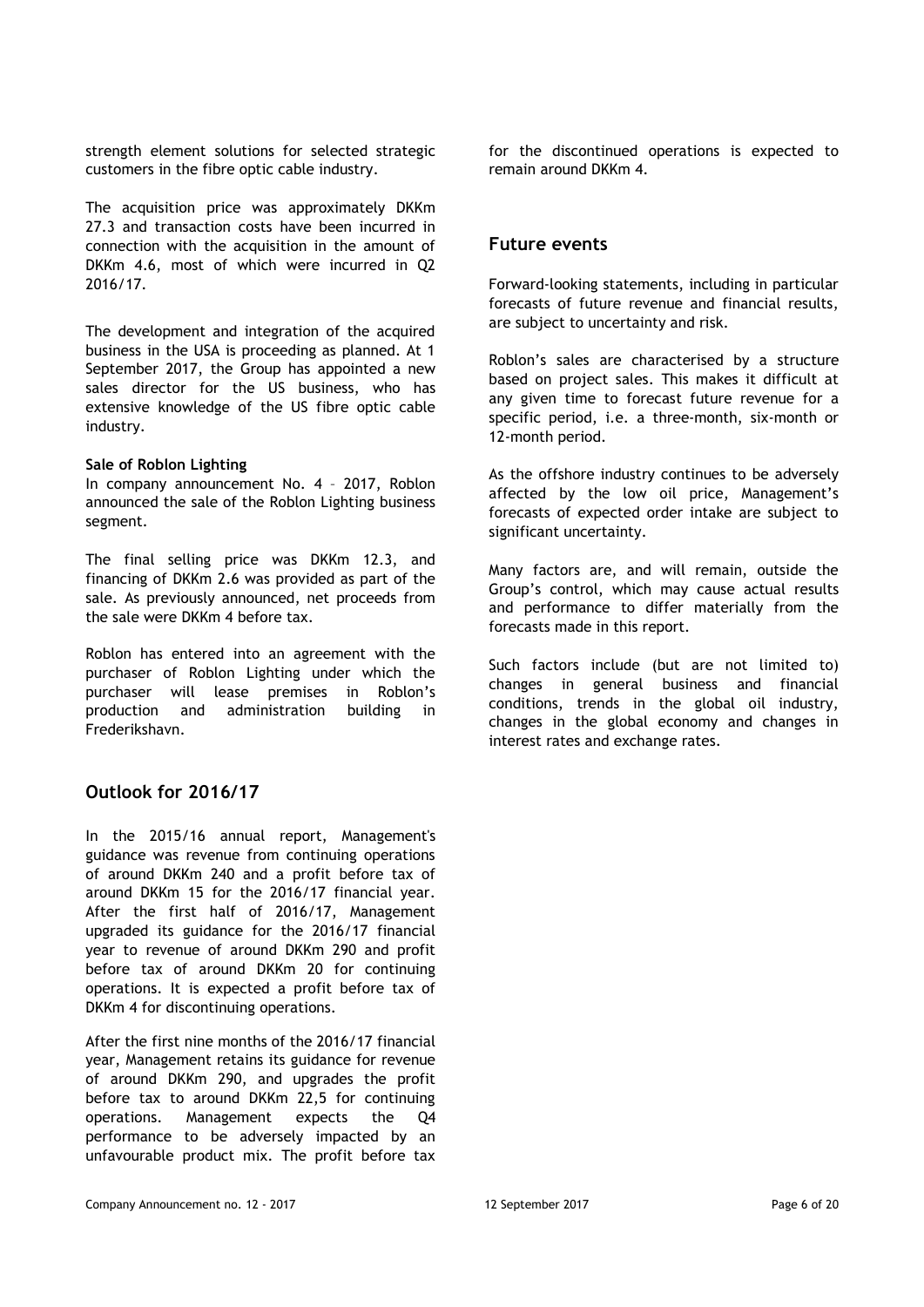strength element solutions for selected strategic customers in the fibre optic cable industry.

The acquisition price was approximately DKKm 27.3 and transaction costs have been incurred in connection with the acquisition in the amount of DKKm 4.6, most of which were incurred in Q2 2016/17.

The development and integration of the acquired business in the USA is proceeding as planned. At 1 September 2017, the Group has appointed a new sales director for the US business, who has extensive knowledge of the US fibre optic cable industry.

**Sale of Roblon Lighting**

In company announcement No. 4 – 2017, Roblon announced the sale of the Roblon Lighting business segment.

The final selling price was DKKm 12.3, and financing of DKKm 2.6 was provided as part of the sale. As previously announced, net proceeds from the sale were DKKm 4 before tax.

Roblon has entered into an agreement with the purchaser of Roblon Lighting under which the purchaser will lease premises in Roblon's production and administration building in Frederikshavn.

## Outlook for 2016/17

In the 2015/16 annual report, Management's guidance was revenue from continuing operations of around DKKm 240 and a profit before tax of around DKKm 15 for the 2016/17 financial year. After the first half of 2016/17, Management upgraded its guidance for the 2016/17 financial year to revenue of around DKKm 290 and profit before tax of around DKKm 20 for continuing operations. It is expected a profit before tax of DKKm 4 for discontinuing operations.

After the first nine months of the 2016/17 financial year, Management retains its guidance for revenue of around DKKm 290, and upgrades the profit before tax to around DKKm 22,5 for continuing operations. Management expects the Q4 performance to be adversely impacted by an unfavourable product mix. The profit before tax for the discontinued operations is expected to remain around DKKm 4.

## Future events

Forward-looking statements, including in particular forecasts of future revenue and financial results, are subject to uncertainty and risk.

Roblon's sales are characterised by a structure based on project sales. This makes it difficult at any given time to forecast future revenue for a specific period, i.e. a three-month, six-month or 12-month period.

As the offshore industry continues to be adversely affected by the low oil price, Management's forecasts of expected order intake are subject to significant uncertainty.

Many factors are, and will remain, outside the Group's control, which may cause actual results and performance to differ materially from the forecasts made in this report.

Such factors include (but are not limited to) changes in general business and financial conditions, trends in the global oil industry, changes in the global economy and changes in interest rates and exchange rates.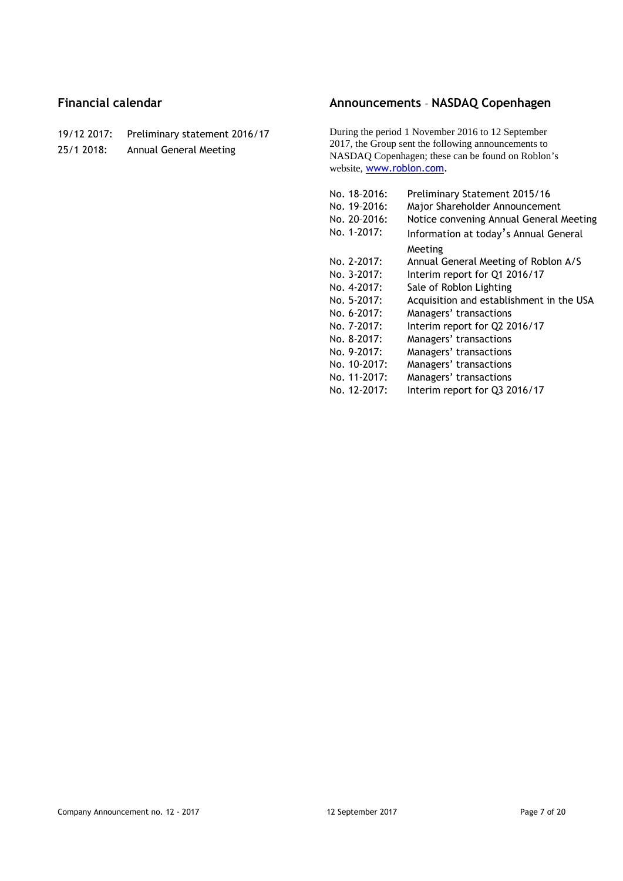## Financial calendar

19/12 2017: Preliminary statement 2016/17

25/1 2018: Annual General Meeting

## Announcements – NASDAQ Copenhagen

During the period 1 November 2016 to 12 September 2017, the Group sent the following announcements to NASDAQ Copenhagen; these can be found on Roblon's website, www.roblon.com.

| | |
|---|---|
| No. 18-2016: | Preliminary Statement 2015/16 |
| No. 19-2016: | Major Shareholder Announcement |
| No. 20-2016: | Notice convening Annual General Meeting |
| No. 1-2017: | Information at today's Annual General Meeting |
| No. 2-2017: | Annual General Meeting of Roblon A/S |
| No. 3-2017: | Interim report for Q1 2016/17 |
| No. 4-2017: | Sale of Roblon Lighting |
| No. 5-2017: | Acquisition and establishment in the USA |
| No. 6-2017: | Managers' transactions |
| No. 7-2017: | Interim report for Q2 2016/17 |
| No. 8-2017: | Managers' transactions |
| No. 9-2017: | Managers' transactions |
| No. 10-2017: | Managers' transactions |
| No. 11-2017: | Managers' transactions |
| No. 12-2017: | Interim report for Q3 2016/17 |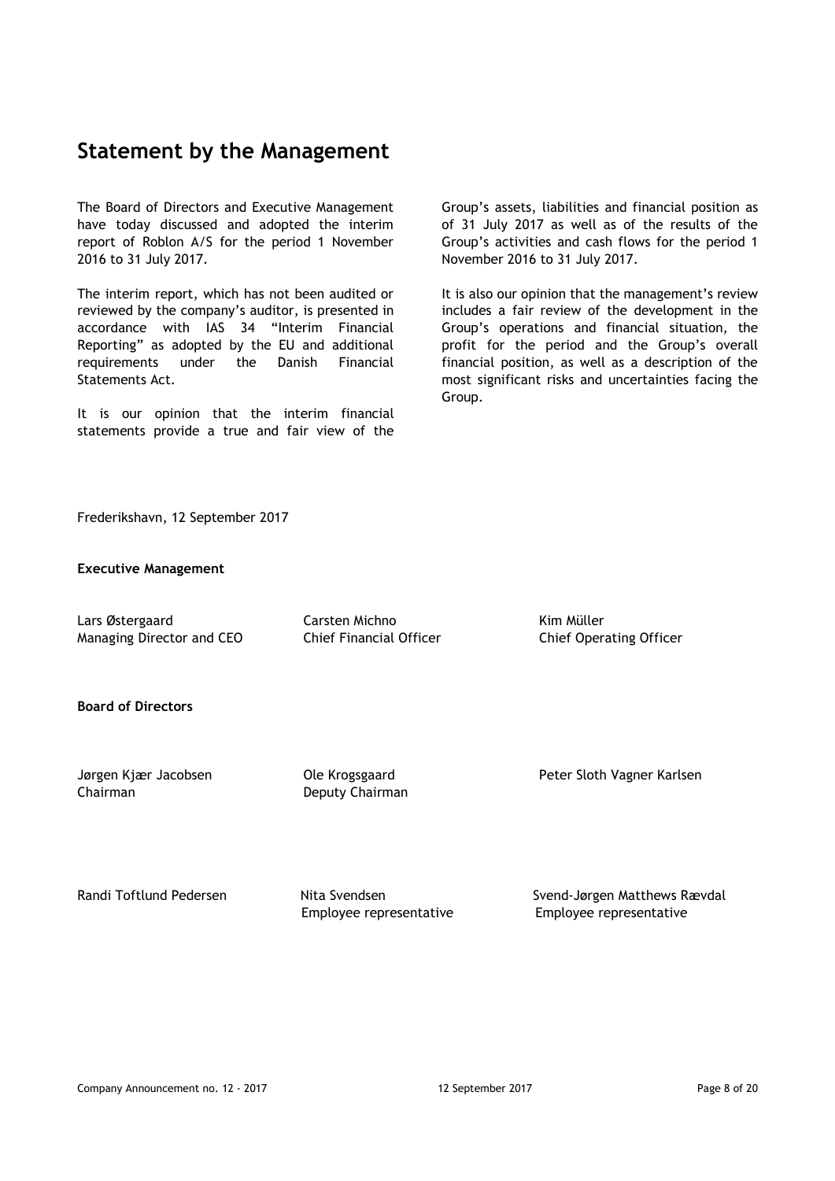# Statement by the Management

The Board of Directors and Executive Management have today discussed and adopted the interim report of Roblon A/S for the period 1 November 2016 to 31 July 2017.

The interim report, which has not been audited or reviewed by the company's auditor, is presented in accordance with IAS 34 "Interim Financial Reporting" as adopted by the EU and additional requirements under the Danish Financial Statements Act.

It is our opinion that the interim financial statements provide a true and fair view of the Group's assets, liabilities and financial position as of 31 July 2017 as well as of the results of the Group's activities and cash flows for the period 1 November 2016 to 31 July 2017.

It is also our opinion that the management's review includes a fair review of the development in the Group's operations and financial situation, the profit for the period and the Group's overall financial position, as well as a description of the most significant risks and uncertainties facing the Group.

Frederikshavn, 12 September 2017

**Executive Management**

Lars Østergaard
Managing Director and CEO

Carsten Michno
Chief Financial Officer

Kim Müller
Chief Operating Officer

**Board of Directors**

Jørgen Kjær Jacobsen
Chairman

Ole Krogsgaard
Deputy Chairman

Peter Sloth Vagner Karlsen

Randi Toftlund Pedersen

Nita Svendsen
Employee representative

Svend-Jørgen Matthews Rævdal
Employee representative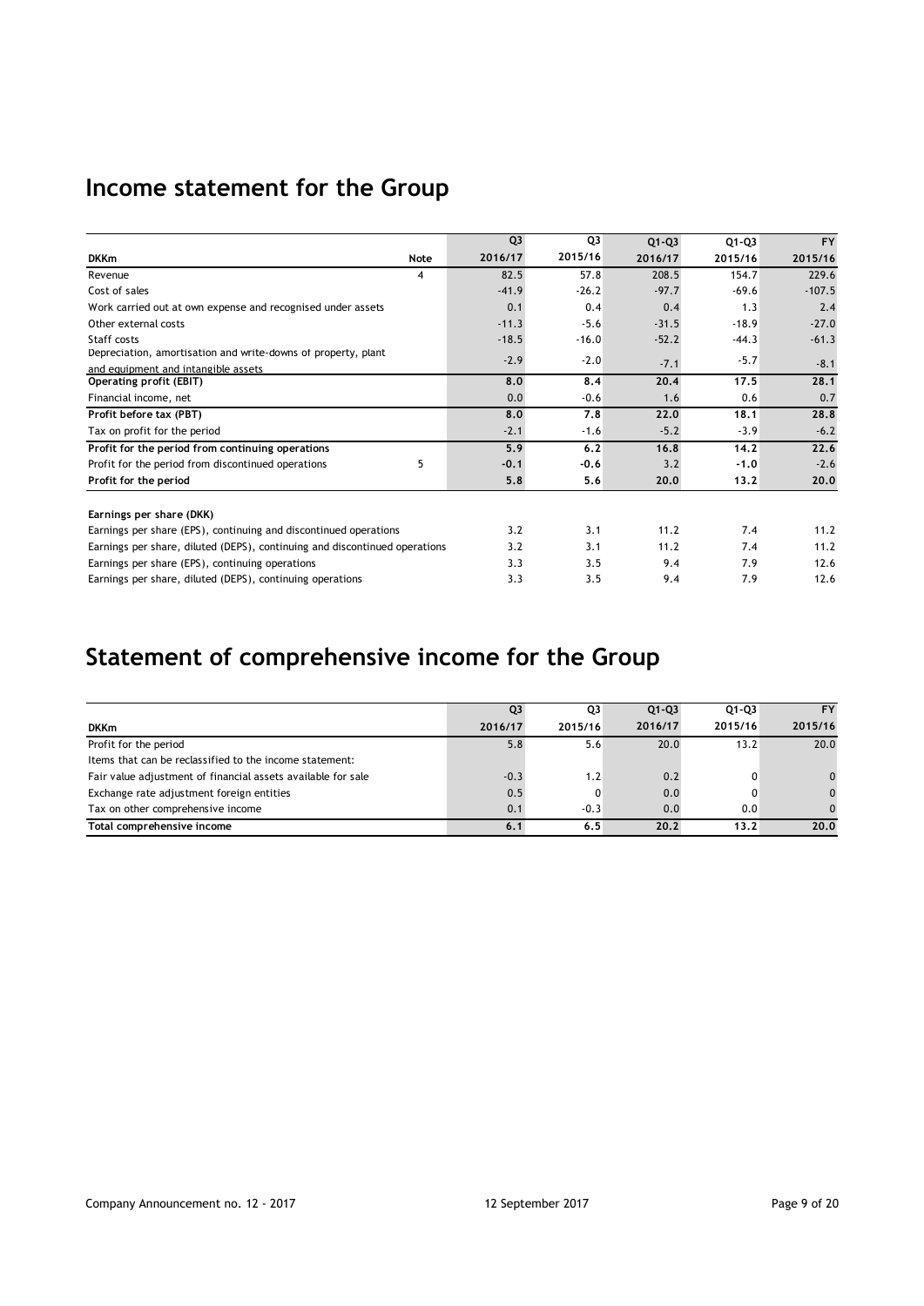# Income statement for the Group

| DKKm | Note | Q3 2016/17 | Q3 2015/16 | Q1-Q3 2016/17 | Q1-Q3 2015/16 | FY 2015/16 |
|---|---|---|---|---|---|---|
| Revenue | 4 | 82.5 | 57.8 | 208.5 | 154.7 | 229.6 |
| Cost of sales | | -41.9 | -26.2 | -97.7 | -69.6 | -107.5 |
| Work carried out at own expense and recognised under assets | | 0.1 | 0.4 | 0.4 | 1.3 | 2.4 |
| Other external costs | | -11.3 | -5.6 | -31.5 | -18.9 | -27.0 |
| Staff costs | | -18.5 | -16.0 | -52.2 | -44.3 | -61.3 |
| Depreciation, amortisation and write-downs of property, plant and equipment and intangible assets | | -2.9 | -2.0 | -7.1 | -5.7 | -8.1 |
| **Operating profit (EBIT)** | | **8.0** | **8.4** | **20.4** | **17.5** | **28.1** |
| Financial income, net | | 0.0 | -0.6 | 1.6 | 0.6 | 0.7 |
| **Profit before tax (PBT)** | | **8.0** | **7.8** | **22.0** | **18.1** | **28.8** |
| Tax on profit for the period | | -2.1 | -1.6 | -5.2 | -3.9 | -6.2 |
| **Profit for the period from continuing operations** | | **5.9** | **6.2** | **16.8** | **14.2** | **22.6** |
| Profit for the period from discontinued operations | 5 | -0.1 | -0.6 | 3.2 | -1.0 | -2.6 |
| **Profit for the period** | | **5.8** | **5.6** | **20.0** | **13.2** | **20.0** |
| | | | | | | |
| **Earnings per share (DKK)** | | | | | | |
| Earnings per share (EPS), continuing and discontinued operations | | 3.2 | 3.1 | 11.2 | 7.4 | 11.2 |
| Earnings per share, diluted (DEPS), continuing and discontinued operations | | 3.2 | 3.1 | 11.2 | 7.4 | 11.2 |
| Earnings per share (EPS), continuing operations | | 3.3 | 3.5 | 9.4 | 7.9 | 12.6 |
| Earnings per share, diluted (DEPS), continuing operations | | 3.3 | 3.5 | 9.4 | 7.9 | 12.6 |

# Statement of comprehensive income for the Group

| DKKm | Q3 2016/17 | Q3 2015/16 | Q1-Q3 2016/17 | Q1-Q3 2015/16 | FY 2015/16 |
|---|---|---|---|---|---|
| Profit for the period | 5.8 | 5.6 | 20.0 | 13.2 | 20.0 |
| Items that can be reclassified to the income statement: | | | | | |
| Fair value adjustment of financial assets available for sale | -0.3 | 1.2 | 0.2 | 0 | 0 |
| Exchange rate adjustment foreign entities | 0.5 | 0 | 0.0 | 0 | 0 |
| Tax on other comprehensive income | 0.1 | -0.3 | 0.0 | 0.0 | 0 |
| **Total comprehensive income** | **6.1** | **6.5** | **20.2** | **13.2** | **20.0** |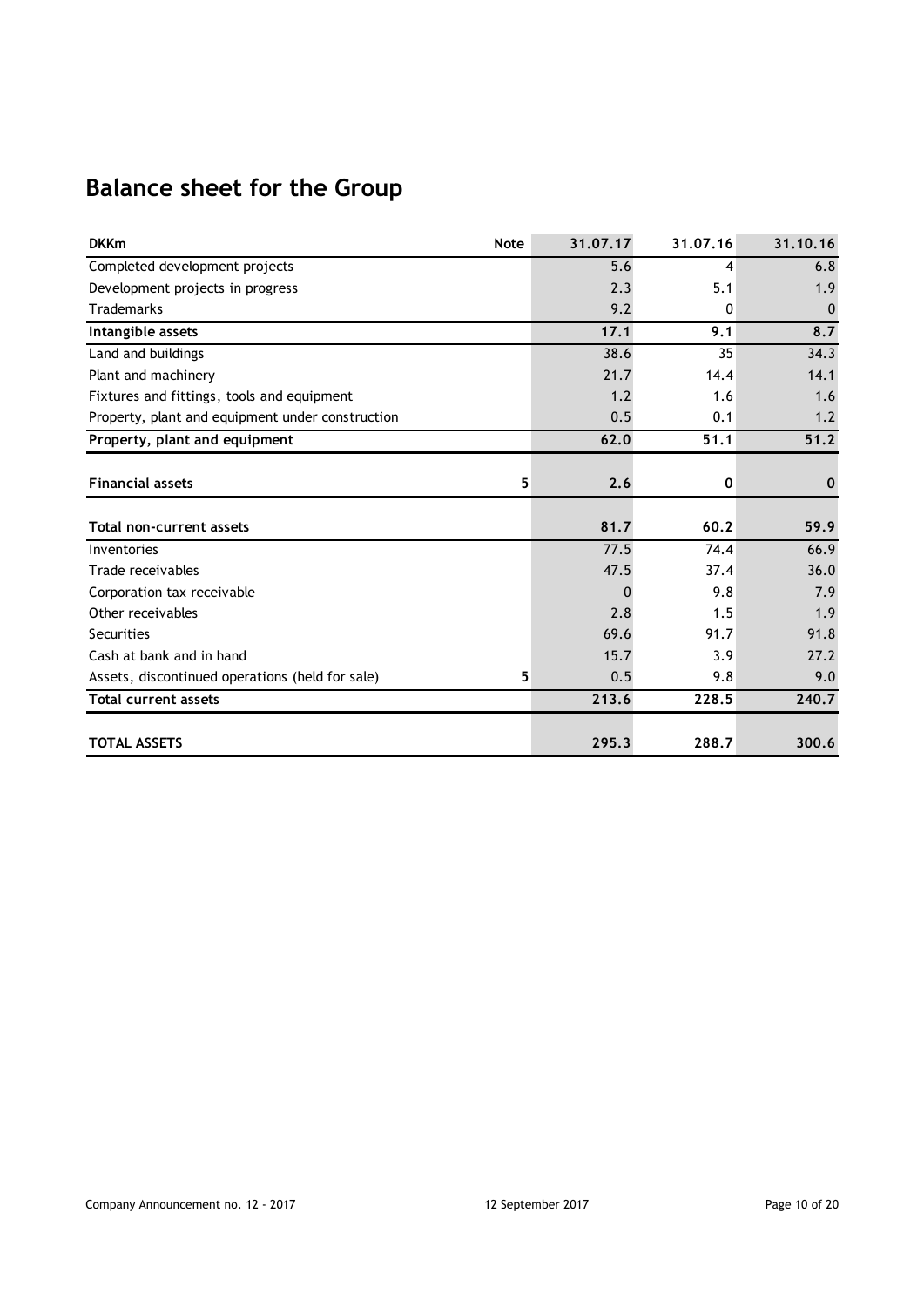# Balance sheet for the Group

| DKKm | Note | 31.07.17 | 31.07.16 | 31.10.16 |
|---|---|---|---|---|
| Completed development projects | | 5.6 | 4 | 6.8 |
| Development projects in progress | | 2.3 | 5.1 | 1.9 |
| Trademarks | | 9.2 | 0 | 0 |
| **Intangible assets** | | **17.1** | **9.1** | **8.7** |
| Land and buildings | | 38.6 | 35 | 34.3 |
| Plant and machinery | | 21.7 | 14.4 | 14.1 |
| Fixtures and fittings, tools and equipment | | 1.2 | 1.6 | 1.6 |
| Property, plant and equipment under construction | | 0.5 | 0.1 | 1.2 |
| **Property, plant and equipment** | | **62.0** | **51.1** | **51.2** |
| **Financial assets** | 5 | **2.6** | **0** | **0** |
| **Total non-current assets** | | **81.7** | **60.2** | **59.9** |
| Inventories | | 77.5 | 74.4 | 66.9 |
| Trade receivables | | 47.5 | 37.4 | 36.0 |
| Corporation tax receivable | | 0 | 9.8 | 7.9 |
| Other receivables | | 2.8 | 1.5 | 1.9 |
| Securities | | 69.6 | 91.7 | 91.8 |
| Cash at bank and in hand | | 15.7 | 3.9 | 27.2 |
| Assets, discontinued operations (held for sale) | 5 | 0.5 | 9.8 | 9.0 |
| **Total current assets** | | **213.6** | **228.5** | **240.7** |
| **TOTAL ASSETS** | | **295.3** | **288.7** | **300.6** |

Company Announcement no. 12 - 2017 | 12 September 2017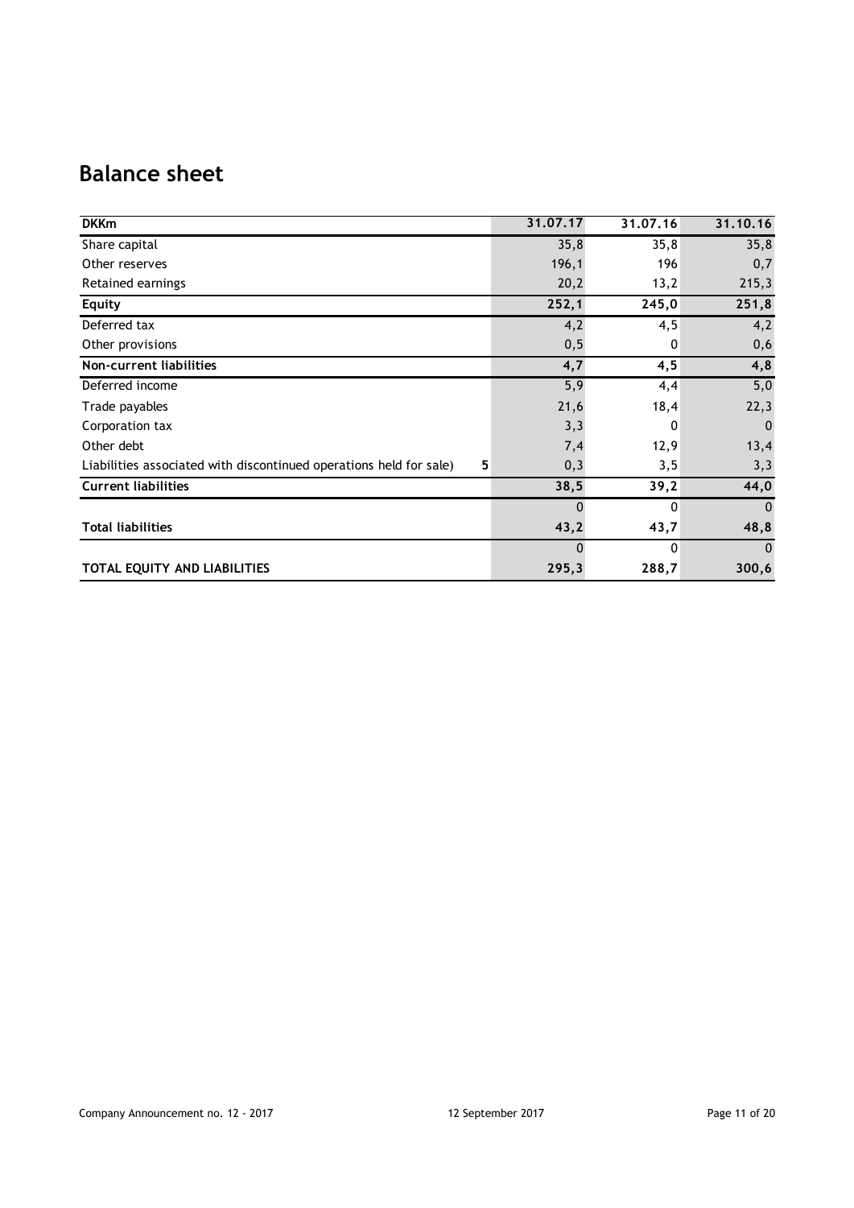## Balance sheet

| DKKm | | 31.07.17 | 31.07.16 | 31.10.16 |
|---|---|---|---|---|
| Share capital | | 35,8 | 35,8 | 35,8 |
| Other reserves | | 196,1 | 196 | 0,7 |
| Retained earnings | | 20,2 | 13,2 | 215,3 |
| **Equity** | | **252,1** | **245,0** | **251,8** |
| Deferred tax | | 4,2 | 4,5 | 4,2 |
| Other provisions | | 0,5 | 0 | 0,6 |
| **Non-current liabilities** | | **4,7** | **4,5** | **4,8** |
| Deferred income | | 5,9 | 4,4 | 5,0 |
| Trade payables | | 21,6 | 18,4 | 22,3 |
| Corporation tax | | 3,3 | 0 | 0 |
| Other debt | | 7,4 | 12,9 | 13,4 |
| Liabilities associated with discontinued operations held for sale) | 5 | 0,3 | 3,5 | 3,3 |
| **Current liabilities** | | **38,5** | **39,2** | **44,0** |
| | | 0 | 0 | 0 |
| **Total liabilities** | | **43,2** | **43,7** | **48,8** |
| | | 0 | 0 | 0 |
| **TOTAL EQUITY AND LIABILITIES** | | **295,3** | **288,7** | **300,6** |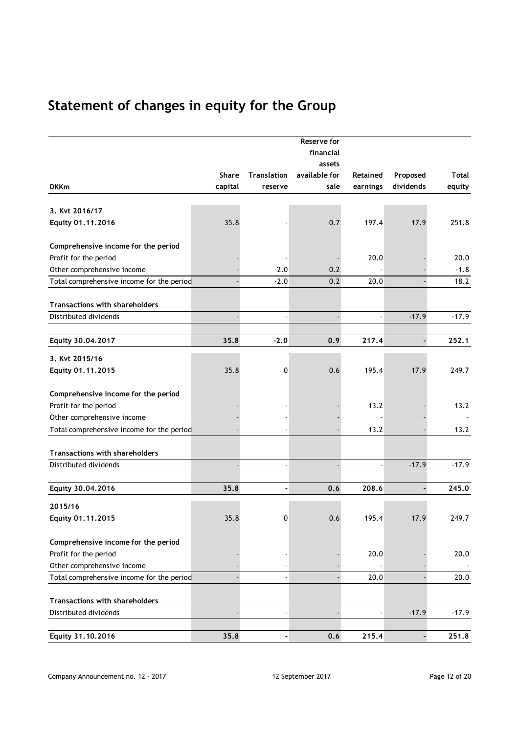# Statement of changes in equity for the Group

| DKKm | Share capital | Translation reserve | Reserve for financial assets available for sale | Retained earnings | Proposed dividends | Total equity |
|---|---|---|---|---|---|---|
| **3. Kvt 2016/17** | | | | | | |
| **Equity 01.11.2016** | 35.8 | - | 0.7 | 197.4 | 17.9 | 251.8 |
| | | | | | | |
| **Comprehensive income for the period** | | | | | | |
| Profit for the period | - | - | - | 20.0 | - | 20.0 |
| Other comprehensive income | - | -2.0 | 0.2 | - | - | -1.8 |
| Total comprehensive income for the period | - | -2.0 | 0.2 | 20.0 | - | 18.2 |
| | | | | | | |
| **Transactions with shareholders** | | | | | | |
| Distributed dividends | - | - | - | - | -17.9 | -17.9 |
| | | | | | | |
| **Equity 30.04.2017** | **35.8** | **-2.0** | **0.9** | **217.4** | **-** | **252.1** |
| **3. Kvt 2015/16** | | | | | | |
| **Equity 01.11.2015** | 35.8 | 0 | 0.6 | 195.4 | 17.9 | 249.7 |
| | | | | | | |
| **Comprehensive income for the period** | | | | | | |
| Profit for the period | - | - | - | 13.2 | - | 13.2 |
| Other comprehensive income | - | - | - | - | - | - |
| Total comprehensive income for the period | - | - | - | 13.2 | - | 13.2 |
| | | | | | | |
| **Transactions with shareholders** | | | | | | |
| Distributed dividends | - | - | - | - | -17.9 | -17.9 |
| | | | | | | |
| **Equity 30.04.2016** | **35.8** | **-** | **0.6** | **208.6** | **-** | **245.0** |
| **2015/16** | | | | | | |
| **Equity 01.11.2015** | 35.8 | 0 | 0.6 | 195.4 | 17.9 | 249.7 |
| | | | | | | |
| **Comprehensive income for the period** | | | | | | |
| Profit for the period | - | - | - | 20.0 | - | 20.0 |
| Other comprehensive income | - | - | - | - | - | - |
| Total comprehensive income for the period | - | - | - | 20.0 | - | 20.0 |
| | | | | | | |
| **Transactions with shareholders** | | | | | | |
| Distributed dividends | - | - | - | - | -17.9 | -17.9 |
| | | | | | | |
| **Equity 31.10.2016** | **35.8** | **-** | **0.6** | **215.4** | **-** | **251.8** |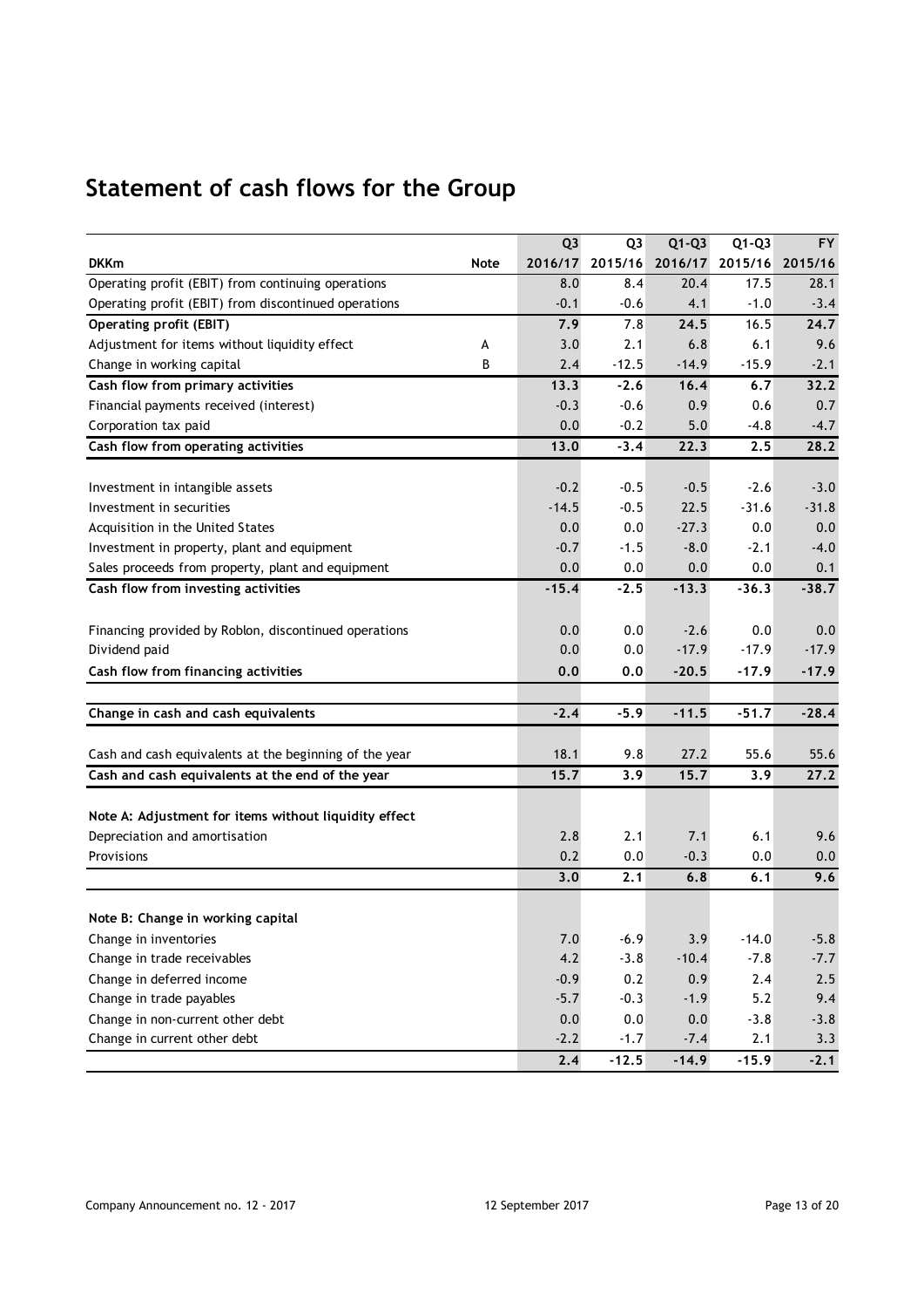# Statement of cash flows for the Group

| DKKm | Note | Q3 2016/17 | Q3 2015/16 | Q1-Q3 2016/17 | Q1-Q3 2015/16 | FY 2015/16 |
|---|---|---|---|---|---|---|
| Operating profit (EBIT) from continuing operations | | 8.0 | 8.4 | 20.4 | 17.5 | 28.1 |
| Operating profit (EBIT) from discontinued operations | | -0.1 | -0.6 | 4.1 | -1.0 | -3.4 |
| **Operating profit (EBIT)** | | **7.9** | **7.8** | **24.5** | **16.5** | **24.7** |
| Adjustment for items without liquidity effect | A | 3.0 | 2.1 | 6.8 | 6.1 | 9.6 |
| Change in working capital | B | 2.4 | -12.5 | -14.9 | -15.9 | -2.1 |
| **Cash flow from primary activities** | | **13.3** | **-2.6** | **16.4** | **6.7** | **32.2** |
| Financial payments received (interest) | | -0.3 | -0.6 | 0.9 | 0.6 | 0.7 |
| Corporation tax paid | | 0.0 | -0.2 | 5.0 | -4.8 | -4.7 |
| **Cash flow from operating activities** | | **13.0** | **-3.4** | **22.3** | **2.5** | **28.2** |
| | | | | | | |
| Investment in intangible assets | | -0.2 | -0.5 | -0.5 | -2.6 | -3.0 |
| Investment in securities | | -14.5 | -0.5 | 22.5 | -31.6 | -31.8 |
| Acquisition in the United States | | 0.0 | 0.0 | -27.3 | 0.0 | 0.0 |
| Investment in property, plant and equipment | | -0.7 | -1.5 | -8.0 | -2.1 | -4.0 |
| Sales proceeds from property, plant and equipment | | 0.0 | 0.0 | 0.0 | 0.0 | 0.1 |
| **Cash flow from investing activities** | | **-15.4** | **-2.5** | **-13.3** | **-36.3** | **-38.7** |
| | | | | | | |
| Financing provided by Roblon, discontinued operations | | 0.0 | 0.0 | -2.6 | 0.0 | 0.0 |
| Dividend paid | | 0.0 | 0.0 | -17.9 | -17.9 | -17.9 |
| **Cash flow from financing activities** | | **0.0** | **0.0** | **-20.5** | **-17.9** | **-17.9** |
| | | | | | | |
| **Change in cash and cash equivalents** | | **-2.4** | **-5.9** | **-11.5** | **-51.7** | **-28.4** |
| | | | | | | |
| Cash and cash equivalents at the beginning of the year | | 18.1 | 9.8 | 27.2 | 55.6 | 55.6 |
| **Cash and cash equivalents at the end of the year** | | **15.7** | **3.9** | **15.7** | **3.9** | **27.2** |
| | | | | | | |
| **Note A: Adjustment for items without liquidity effect** | | | | | | |
| Depreciation and amortisation | | 2.8 | 2.1 | 7.1 | 6.1 | 9.6 |
| Provisions | | 0.2 | 0.0 | -0.3 | 0.0 | 0.0 |
| | | **3.0** | **2.1** | **6.8** | **6.1** | **9.6** |
| | | | | | | |
| **Note B: Change in working capital** | | | | | | |
| Change in inventories | | 7.0 | -6.9 | 3.9 | -14.0 | -5.8 |
| Change in trade receivables | | 4.2 | -3.8 | -10.4 | -7.8 | -7.7 |
| Change in deferred income | | -0.9 | 0.2 | 0.9 | 2.4 | 2.5 |
| Change in trade payables | | -5.7 | -0.3 | -1.9 | 5.2 | 9.4 |
| Change in non-current other debt | | 0.0 | 0.0 | 0.0 | -3.8 | -3.8 |
| Change in current other debt | | -2.2 | -1.7 | -7.4 | 2.1 | 3.3 |
| | | **2.4** | **-12.5** | **-14.9** | **-15.9** | **-2.1** |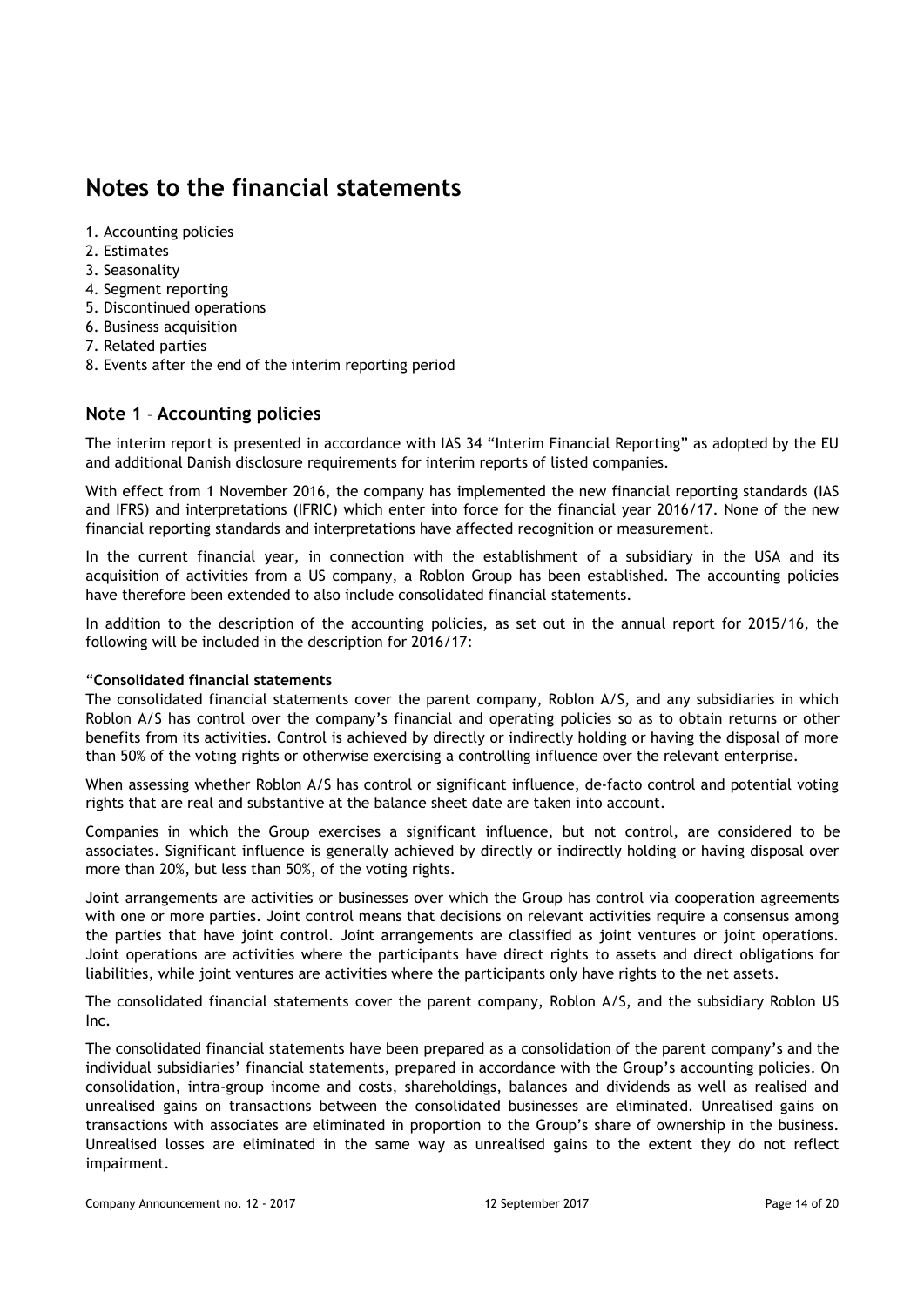# Notes to the financial statements

1. Accounting policies
2. Estimates
3. Seasonality
4. Segment reporting
5. Discontinued operations
6. Business acquisition
7. Related parties
8. Events after the end of the interim reporting period

## Note 1 – Accounting policies

The interim report is presented in accordance with IAS 34 "Interim Financial Reporting" as adopted by the EU and additional Danish disclosure requirements for interim reports of listed companies.

With effect from 1 November 2016, the company has implemented the new financial reporting standards (IAS and IFRS) and interpretations (IFRIC) which enter into force for the financial year 2016/17. None of the new financial reporting standards and interpretations have affected recognition or measurement.

In the current financial year, in connection with the establishment of a subsidiary in the USA and its acquisition of activities from a US company, a Roblon Group has been established. The accounting policies have therefore been extended to also include consolidated financial statements.

In addition to the description of the accounting policies, as set out in the annual report for 2015/16, the following will be included in the description for 2016/17:

"**Consolidated financial statements**
The consolidated financial statements cover the parent company, Roblon A/S, and any subsidiaries in which Roblon A/S has control over the company's financial and operating policies so as to obtain returns or other benefits from its activities. Control is achieved by directly or indirectly holding or having the disposal of more than 50% of the voting rights or otherwise exercising a controlling influence over the relevant enterprise.

When assessing whether Roblon A/S has control or significant influence, de-facto control and potential voting rights that are real and substantive at the balance sheet date are taken into account.

Companies in which the Group exercises a significant influence, but not control, are considered to be associates. Significant influence is generally achieved by directly or indirectly holding or having disposal over more than 20%, but less than 50%, of the voting rights.

Joint arrangements are activities or businesses over which the Group has control via cooperation agreements with one or more parties. Joint control means that decisions on relevant activities require a consensus among the parties that have joint control. Joint arrangements are classified as joint ventures or joint operations. Joint operations are activities where the participants have direct rights to assets and direct obligations for liabilities, while joint ventures are activities where the participants only have rights to the net assets.

The consolidated financial statements cover the parent company, Roblon A/S, and the subsidiary Roblon US Inc.

The consolidated financial statements have been prepared as a consolidation of the parent company's and the individual subsidiaries' financial statements, prepared in accordance with the Group's accounting policies. On consolidation, intra-group income and costs, shareholdings, balances and dividends as well as realised and unrealised gains on transactions between the consolidated businesses are eliminated. Unrealised gains on transactions with associates are eliminated in proportion to the Group's share of ownership in the business. Unrealised losses are eliminated in the same way as unrealised gains to the extent they do not reflect impairment.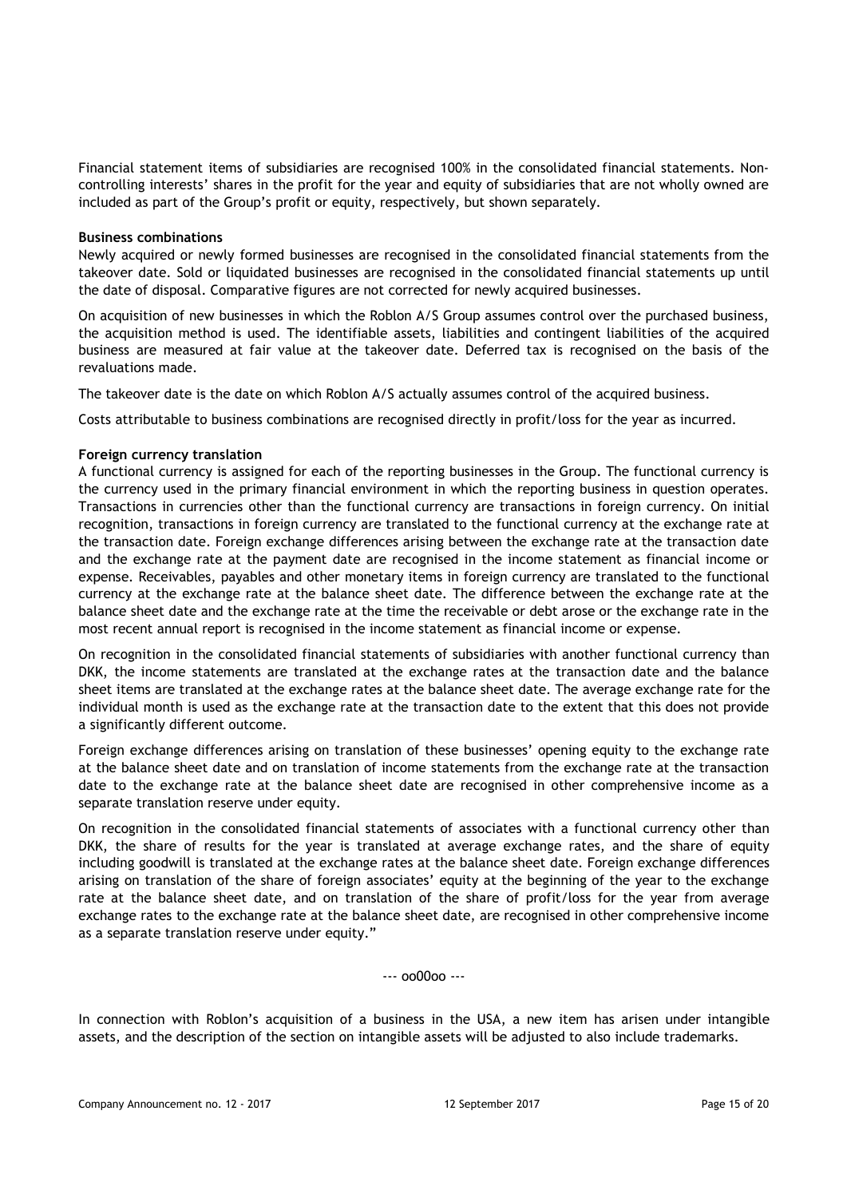Financial statement items of subsidiaries are recognised 100% in the consolidated financial statements. Non-controlling interests' shares in the profit for the year and equity of subsidiaries that are not wholly owned are included as part of the Group's profit or equity, respectively, but shown separately.

**Business combinations**

Newly acquired or newly formed businesses are recognised in the consolidated financial statements from the takeover date. Sold or liquidated businesses are recognised in the consolidated financial statements up until the date of disposal. Comparative figures are not corrected for newly acquired businesses.

On acquisition of new businesses in which the Roblon A/S Group assumes control over the purchased business, the acquisition method is used. The identifiable assets, liabilities and contingent liabilities of the acquired business are measured at fair value at the takeover date. Deferred tax is recognised on the basis of the revaluations made.

The takeover date is the date on which Roblon A/S actually assumes control of the acquired business.

Costs attributable to business combinations are recognised directly in profit/loss for the year as incurred.

**Foreign currency translation**

A functional currency is assigned for each of the reporting businesses in the Group. The functional currency is the currency used in the primary financial environment in which the reporting business in question operates. Transactions in currencies other than the functional currency are transactions in foreign currency. On initial recognition, transactions in foreign currency are translated to the functional currency at the exchange rate at the transaction date. Foreign exchange differences arising between the exchange rate at the transaction date and the exchange rate at the payment date are recognised in the income statement as financial income or expense. Receivables, payables and other monetary items in foreign currency are translated to the functional currency at the exchange rate at the balance sheet date. The difference between the exchange rate at the balance sheet date and the exchange rate at the time the receivable or debt arose or the exchange rate in the most recent annual report is recognised in the income statement as financial income or expense.

On recognition in the consolidated financial statements of subsidiaries with another functional currency than DKK, the income statements are translated at the exchange rates at the transaction date and the balance sheet items are translated at the exchange rates at the balance sheet date. The average exchange rate for the individual month is used as the exchange rate at the transaction date to the extent that this does not provide a significantly different outcome.

Foreign exchange differences arising on translation of these businesses' opening equity to the exchange rate at the balance sheet date and on translation of income statements from the exchange rate at the transaction date to the exchange rate at the balance sheet date are recognised in other comprehensive income as a separate translation reserve under equity.

On recognition in the consolidated financial statements of associates with a functional currency other than DKK, the share of results for the year is translated at average exchange rates, and the share of equity including goodwill is translated at the exchange rates at the balance sheet date. Foreign exchange differences arising on translation of the share of foreign associates' equity at the beginning of the year to the exchange rate at the balance sheet date, and on translation of the share of profit/loss for the year from average exchange rates to the exchange rate at the balance sheet date, are recognised in other comprehensive income as a separate translation reserve under equity."

--- oo00oo ---

In connection with Roblon's acquisition of a business in the USA, a new item has arisen under intangible assets, and the description of the section on intangible assets will be adjusted to also include trademarks.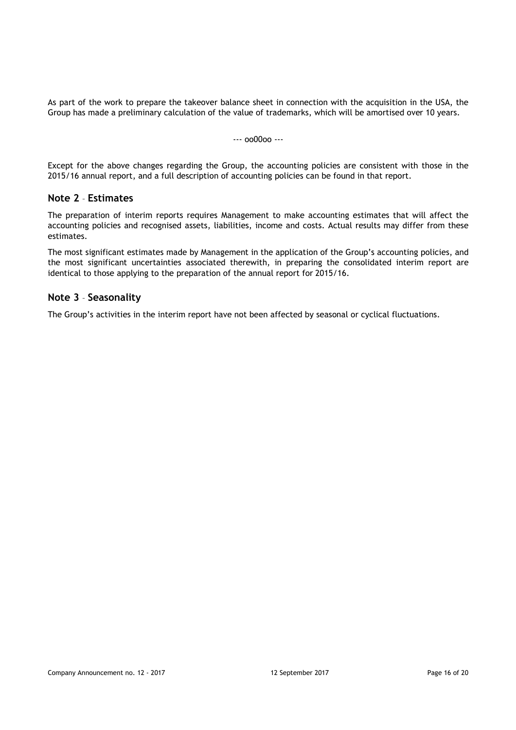As part of the work to prepare the takeover balance sheet in connection with the acquisition in the USA, the Group has made a preliminary calculation of the value of trademarks, which will be amortised over 10 years.

--- oo00oo ---

Except for the above changes regarding the Group, the accounting policies are consistent with those in the 2015/16 annual report, and a full description of accounting policies can be found in that report.

## Note 2 – Estimates

The preparation of interim reports requires Management to make accounting estimates that will affect the accounting policies and recognised assets, liabilities, income and costs. Actual results may differ from these estimates.

The most significant estimates made by Management in the application of the Group's accounting policies, and the most significant uncertainties associated therewith, in preparing the consolidated interim report are identical to those applying to the preparation of the annual report for 2015/16.

## Note 3 – Seasonality

The Group's activities in the interim report have not been affected by seasonal or cyclical fluctuations.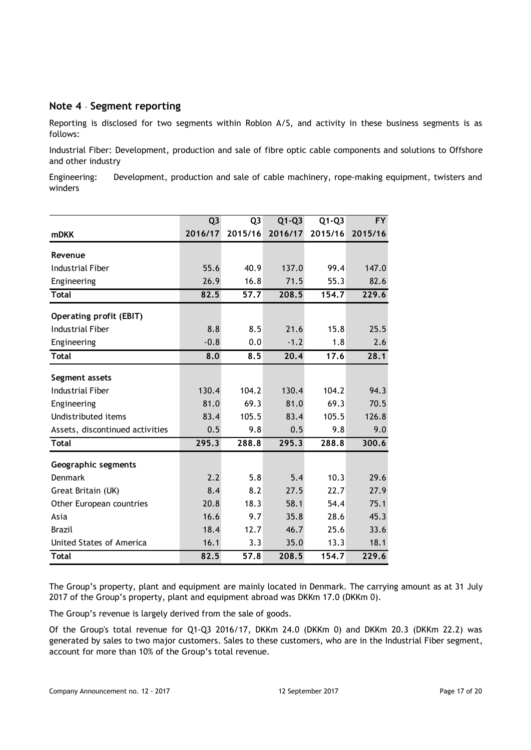## Note 4 – Segment reporting

Reporting is disclosed for two segments within Roblon A/S, and activity in these business segments is as follows:

Industrial Fiber: Development, production and sale of fibre optic cable components and solutions to Offshore and other industry

Engineering: Development, production and sale of cable machinery, rope-making equipment, twisters and winders

| mDKK | Q3 2016/17 | Q3 2015/16 | Q1-Q3 2016/17 | Q1-Q3 2015/16 | FY 2015/16 |
|---|---|---|---|---|---|
| **Revenue** | | | | | |
| Industrial Fiber | 55.6 | 40.9 | 137.0 | 99.4 | 147.0 |
| Engineering | 26.9 | 16.8 | 71.5 | 55.3 | 82.6 |
| **Total** | **82.5** | **57.7** | **208.5** | **154.7** | **229.6** |
| **Operating profit (EBIT)** | | | | | |
| Industrial Fiber | 8.8 | 8.5 | 21.6 | 15.8 | 25.5 |
| Engineering | -0.8 | 0.0 | -1.2 | 1.8 | 2.6 |
| **Total** | **8.0** | **8.5** | **20.4** | **17.6** | **28.1** |
| **Segment assets** | | | | | |
| Industrial Fiber | 130.4 | 104.2 | 130.4 | 104.2 | 94.3 |
| Engineering | 81.0 | 69.3 | 81.0 | 69.3 | 70.5 |
| Undistributed items | 83.4 | 105.5 | 83.4 | 105.5 | 126.8 |
| Assets, discontinued activities | 0.5 | 9.8 | 0.5 | 9.8 | 9.0 |
| **Total** | **295.3** | **288.8** | **295.3** | **288.8** | **300.6** |
| **Geographic segments** | | | | | |
| Denmark | 2.2 | 5.8 | 5.4 | 10.3 | 29.6 |
| Great Britain (UK) | 8.4 | 8.2 | 27.5 | 22.7 | 27.9 |
| Other European countries | 20.8 | 18.3 | 58.1 | 54.4 | 75.1 |
| Asia | 16.6 | 9.7 | 35.8 | 28.6 | 45.3 |
| Brazil | 18.4 | 12.7 | 46.7 | 25.6 | 33.6 |
| United States of America | 16.1 | 3.3 | 35.0 | 13.3 | 18.1 |
| **Total** | **82.5** | **57.8** | **208.5** | **154.7** | **229.6** |

The Group's property, plant and equipment are mainly located in Denmark. The carrying amount as at 31 July 2017 of the Group's property, plant and equipment abroad was DKKm 17.0 (DKKm 0).

The Group's revenue is largely derived from the sale of goods.

Of the Group's total revenue for Q1-Q3 2016/17, DKKm 24.0 (DKKm 0) and DKKm 20.3 (DKKm 22.2) was generated by sales to two major customers. Sales to these customers, who are in the Industrial Fiber segment, account for more than 10% of the Group's total revenue.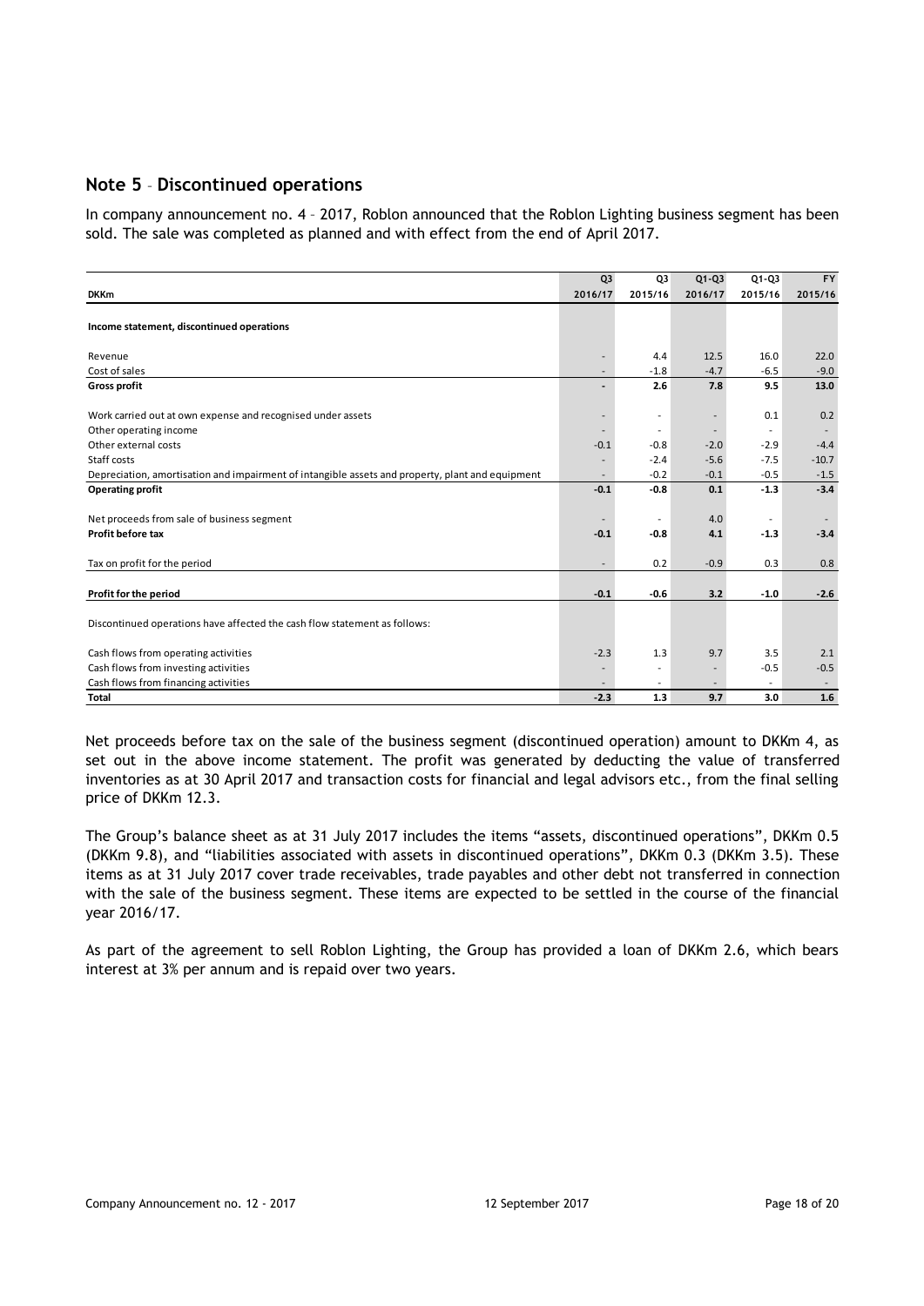## Note 5 – Discontinued operations

In company announcement no. 4 – 2017, Roblon announced that the Roblon Lighting business segment has been sold. The sale was completed as planned and with effect from the end of April 2017.

| DKKm | Q3 2016/17 | Q3 2015/16 | Q1-Q3 2016/17 | Q1-Q3 2015/16 | FY 2015/16 |
|---|---|---|---|---|---|
| **Income statement, discontinued operations** | | | | | |
| Revenue | - | 4.4 | 12.5 | 16.0 | 22.0 |
| Cost of sales | - | -1.8 | -4.7 | -6.5 | -9.0 |
| **Gross profit** | **-** | **2.6** | **7.8** | **9.5** | **13.0** |
| Work carried out at own expense and recognised under assets | - | - | - | 0.1 | 0.2 |
| Other operating income | - | - | - | - | - |
| Other external costs | -0.1 | -0.8 | -2.0 | -2.9 | -4.4 |
| Staff costs | - | -2.4 | -5.6 | -7.5 | -10.7 |
| Depreciation, amortisation and impairment of intangible assets and property, plant and equipment | - | -0.2 | -0.1 | -0.5 | -1.5 |
| **Operating profit** | **-0.1** | **-0.8** | **0.1** | **-1.3** | **-3.4** |
| Net proceeds from sale of business segment | - | - | 4.0 | - | - |
| **Profit before tax** | **-0.1** | **-0.8** | **4.1** | **-1.3** | **-3.4** |
| Tax on profit for the period | - | 0.2 | -0.9 | 0.3 | 0.8 |
| **Profit for the period** | **-0.1** | **-0.6** | **3.2** | **-1.0** | **-2.6** |
| Discontinued operations have affected the cash flow statement as follows: | | | | | |
| Cash flows from operating activities | -2.3 | 1.3 | 9.7 | 3.5 | 2.1 |
| Cash flows from investing activities | - | - | - | -0.5 | -0.5 |
| Cash flows from financing activities | - | - | - | - | - |
| **Total** | **-2.3** | **1.3** | **9.7** | **3.0** | **1.6** |

Net proceeds before tax on the sale of the business segment (discontinued operation) amount to DKKm 4, as set out in the above income statement. The profit was generated by deducting the value of transferred inventories as at 30 April 2017 and transaction costs for financial and legal advisors etc., from the final selling price of DKKm 12.3.

The Group's balance sheet as at 31 July 2017 includes the items "assets, discontinued operations", DKKm 0.5 (DKKm 9.8), and "liabilities associated with assets in discontinued operations", DKKm 0.3 (DKKm 3.5). These items as at 31 July 2017 cover trade receivables, trade payables and other debt not transferred in connection with the sale of the business segment. These items are expected to be settled in the course of the financial year 2016/17.

As part of the agreement to sell Roblon Lighting, the Group has provided a loan of DKKm 2.6, which bears interest at 3% per annum and is repaid over two years.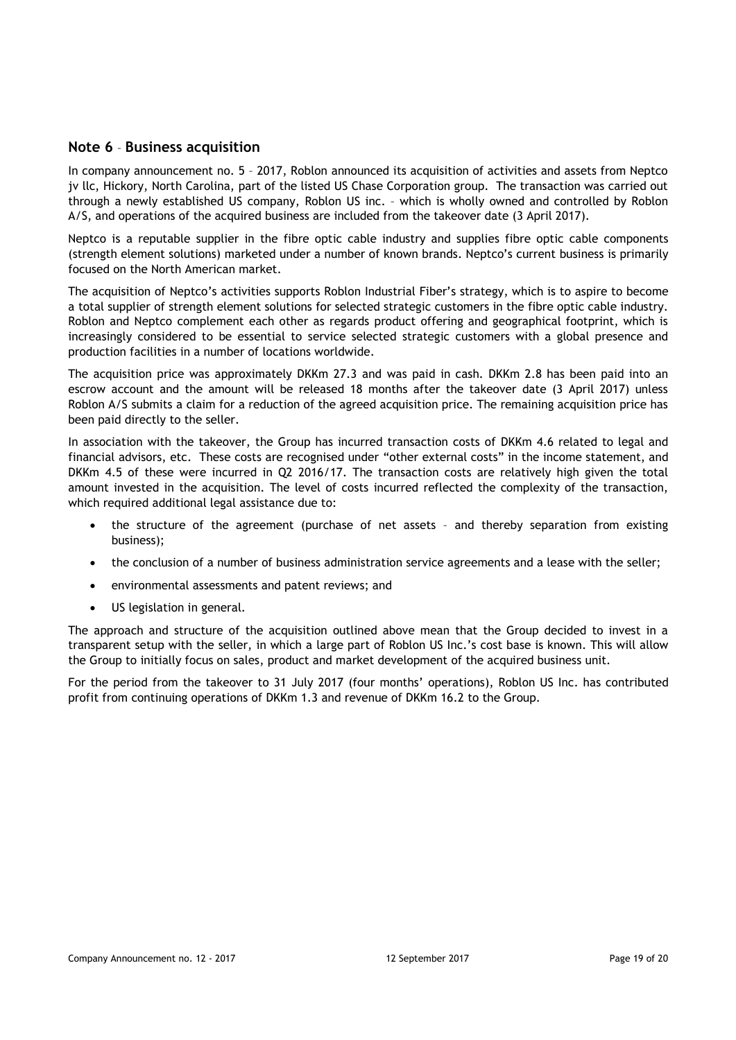## Note 6 – Business acquisition

In company announcement no. 5 – 2017, Roblon announced its acquisition of activities and assets from Neptco jv llc, Hickory, North Carolina, part of the listed US Chase Corporation group. The transaction was carried out through a newly established US company, Roblon US inc. – which is wholly owned and controlled by Roblon A/S, and operations of the acquired business are included from the takeover date (3 April 2017).

Neptco is a reputable supplier in the fibre optic cable industry and supplies fibre optic cable components (strength element solutions) marketed under a number of known brands. Neptco's current business is primarily focused on the North American market.

The acquisition of Neptco's activities supports Roblon Industrial Fiber's strategy, which is to aspire to become a total supplier of strength element solutions for selected strategic customers in the fibre optic cable industry. Roblon and Neptco complement each other as regards product offering and geographical footprint, which is increasingly considered to be essential to service selected strategic customers with a global presence and production facilities in a number of locations worldwide.

The acquisition price was approximately DKKm 27.3 and was paid in cash. DKKm 2.8 has been paid into an escrow account and the amount will be released 18 months after the takeover date (3 April 2017) unless Roblon A/S submits a claim for a reduction of the agreed acquisition price. The remaining acquisition price has been paid directly to the seller.

In association with the takeover, the Group has incurred transaction costs of DKKm 4.6 related to legal and financial advisors, etc. These costs are recognised under "other external costs" in the income statement, and DKKm 4.5 of these were incurred in Q2 2016/17. The transaction costs are relatively high given the total amount invested in the acquisition. The level of costs incurred reflected the complexity of the transaction, which required additional legal assistance due to:

- the structure of the agreement (purchase of net assets – and thereby separation from existing business);
- the conclusion of a number of business administration service agreements and a lease with the seller;
- environmental assessments and patent reviews; and
- US legislation in general.

The approach and structure of the acquisition outlined above mean that the Group decided to invest in a transparent setup with the seller, in which a large part of Roblon US Inc.'s cost base is known. This will allow the Group to initially focus on sales, product and market development of the acquired business unit.

For the period from the takeover to 31 July 2017 (four months' operations), Roblon US Inc. has contributed profit from continuing operations of DKKm 1.3 and revenue of DKKm 16.2 to the Group.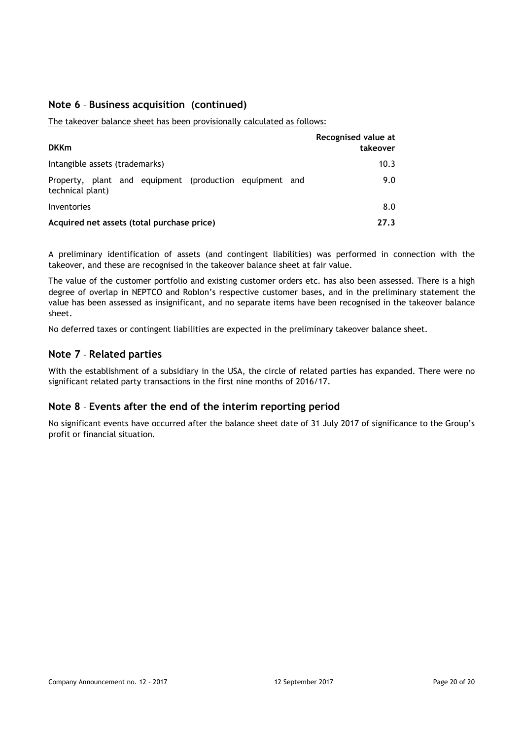## Note 6 – Business acquisition (continued)

The takeover balance sheet has been provisionally calculated as follows:

| DKKm | Recognised value at takeover |
|---|---|
| Intangible assets (trademarks) | 10.3 |
| Property, plant and equipment (production equipment and technical plant) | 9.0 |
| Inventories | 8.0 |
| **Acquired net assets (total purchase price)** | **27.3** |

A preliminary identification of assets (and contingent liabilities) was performed in connection with the takeover, and these are recognised in the takeover balance sheet at fair value.

The value of the customer portfolio and existing customer orders etc. has also been assessed. There is a high degree of overlap in NEPTCO and Roblon's respective customer bases, and in the preliminary statement the value has been assessed as insignificant, and no separate items have been recognised in the takeover balance sheet.

No deferred taxes or contingent liabilities are expected in the preliminary takeover balance sheet.

## Note 7 – Related parties

With the establishment of a subsidiary in the USA, the circle of related parties has expanded. There were no significant related party transactions in the first nine months of 2016/17.

## Note 8 – Events after the end of the interim reporting period

No significant events have occurred after the balance sheet date of 31 July 2017 of significance to the Group's profit or financial situation.